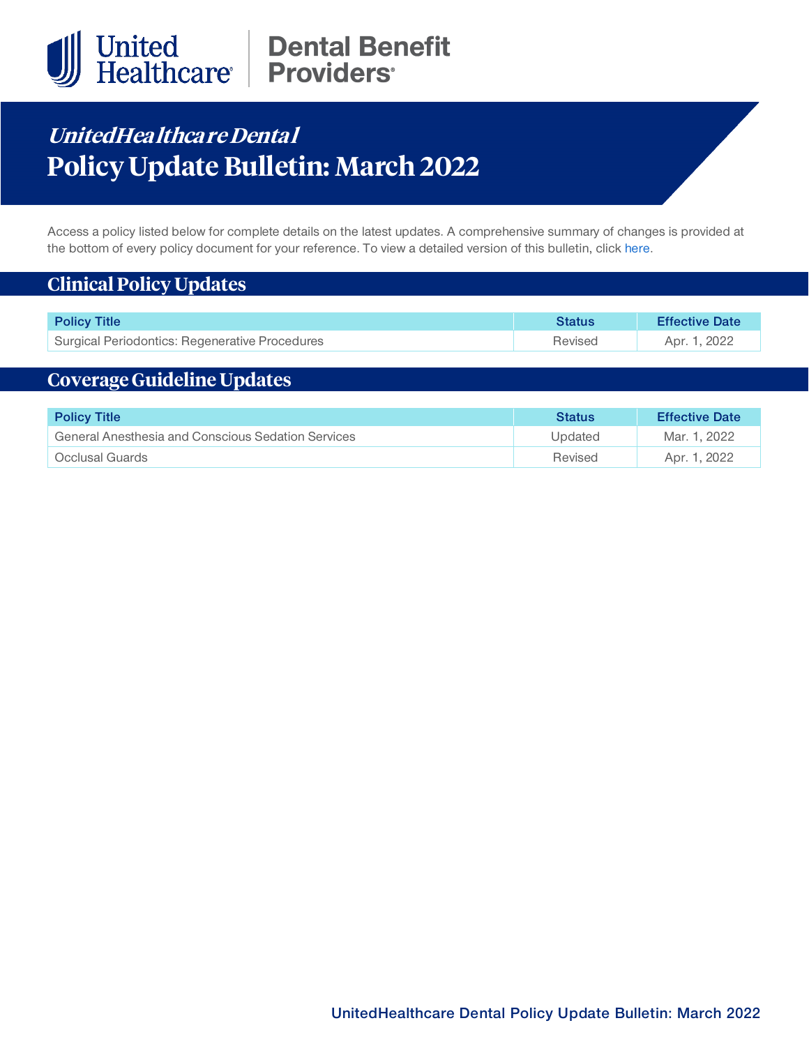United Healthcare | Dental Benefit Providers

# *UnitedHealthcare Dental*
# Policy Update Bulletin: March 2022

Access a policy listed below for complete details on the latest updates. A comprehensive summary of changes is provided at the bottom of every policy document for your reference. To view a detailed version of this bulletin, click here.

## Clinical Policy Updates

| Policy Title | Status | Effective Date |
|---|---|---|
| Surgical Periodontics: Regenerative Procedures | Revised | Apr. 1, 2022 |

## Coverage Guideline Updates

| Policy Title | Status | Effective Date |
|---|---|---|
| General Anesthesia and Conscious Sedation Services | Updated | Mar. 1, 2022 |
| Occlusal Guards | Revised | Apr. 1, 2022 |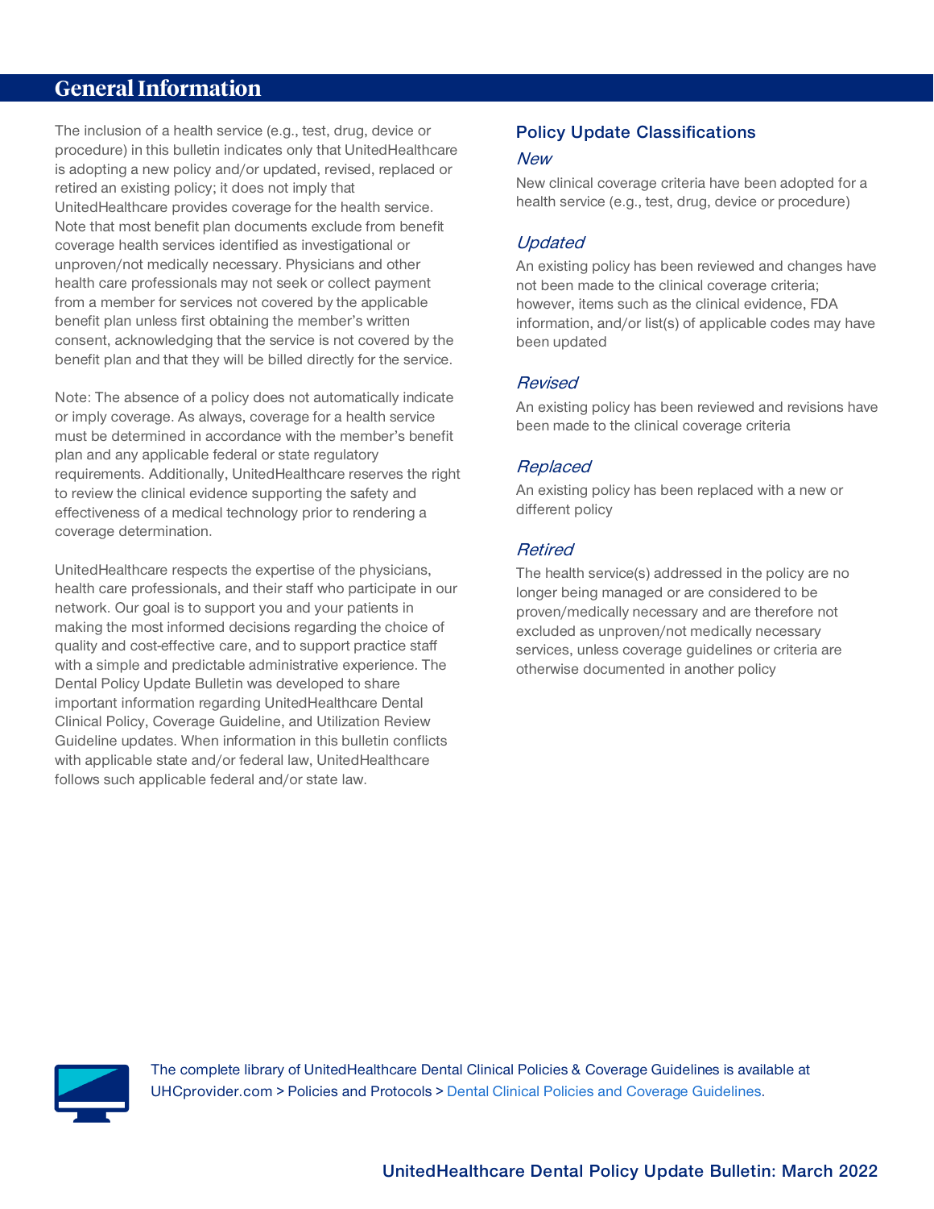## General Information

The inclusion of a health service (e.g., test, drug, device or procedure) in this bulletin indicates only that UnitedHealthcare is adopting a new policy and/or updated, revised, replaced or retired an existing policy; it does not imply that UnitedHealthcare provides coverage for the health service. Note that most benefit plan documents exclude from benefit coverage health services identified as investigational or unproven/not medically necessary. Physicians and other health care professionals may not seek or collect payment from a member for services not covered by the applicable benefit plan unless first obtaining the member's written consent, acknowledging that the service is not covered by the benefit plan and that they will be billed directly for the service.

Note: The absence of a policy does not automatically indicate or imply coverage. As always, coverage for a health service must be determined in accordance with the member's benefit plan and any applicable federal or state regulatory requirements. Additionally, UnitedHealthcare reserves the right to review the clinical evidence supporting the safety and effectiveness of a medical technology prior to rendering a coverage determination.

UnitedHealthcare respects the expertise of the physicians, health care professionals, and their staff who participate in our network. Our goal is to support you and your patients in making the most informed decisions regarding the choice of quality and cost-effective care, and to support practice staff with a simple and predictable administrative experience. The Dental Policy Update Bulletin was developed to share important information regarding UnitedHealthcare Dental Clinical Policy, Coverage Guideline, and Utilization Review Guideline updates. When information in this bulletin conflicts with applicable state and/or federal law, UnitedHealthcare follows such applicable federal and/or state law.

### Policy Update Classifications

*New*

New clinical coverage criteria have been adopted for a health service (e.g., test, drug, device or procedure)

*Updated*

An existing policy has been reviewed and changes have not been made to the clinical coverage criteria; however, items such as the clinical evidence, FDA information, and/or list(s) of applicable codes may have been updated

*Revised*

An existing policy has been reviewed and revisions have been made to the clinical coverage criteria

*Replaced*

An existing policy has been replaced with a new or different policy

*Retired*

The health service(s) addressed in the policy are no longer being managed or are considered to be proven/medically necessary and are therefore not excluded as unproven/not medically necessary services, unless coverage guidelines or criteria are otherwise documented in another policy

The complete library of UnitedHealthcare Dental Clinical Policies & Coverage Guidelines is available at UHCprovider.com > Policies and Protocols > Dental Clinical Policies and Coverage Guidelines.